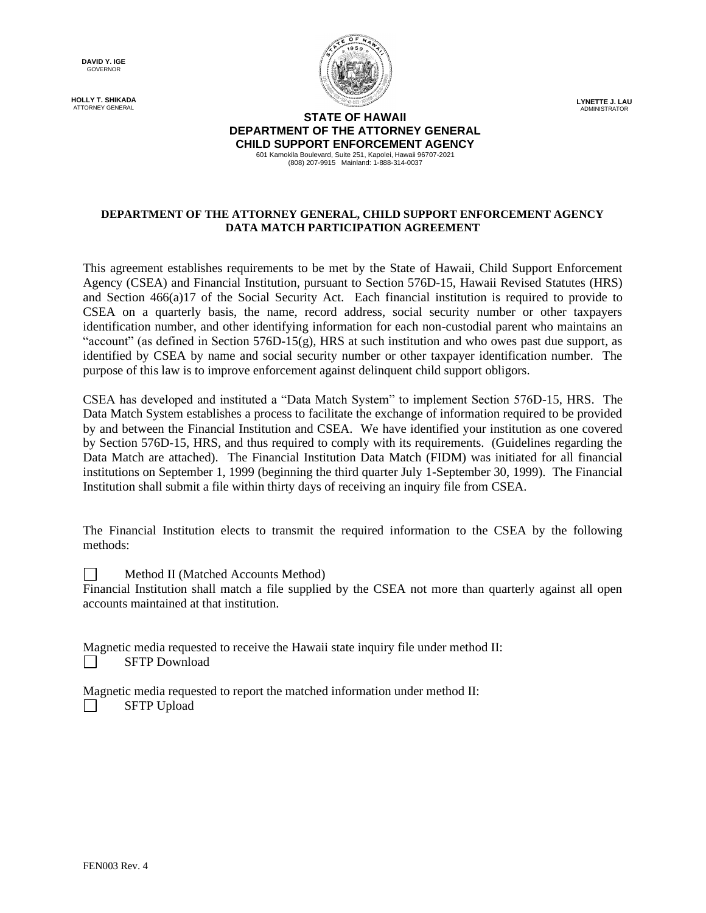**DAVID Y. IGE**
GOVERNOR

**HOLLY T. SHIKADA**
ATTORNEY GENERAL

**LYNETTE J. LAU**
ADMINISTRATOR

**STATE OF HAWAII**
**DEPARTMENT OF THE ATTORNEY GENERAL**
**CHILD SUPPORT ENFORCEMENT AGENCY**
601 Kamokila Boulevard, Suite 251, Kapolei, Hawaii 96707-2021
(808) 207-9915 Mainland: 1-888-314-0037

## DEPARTMENT OF THE ATTORNEY GENERAL, CHILD SUPPORT ENFORCEMENT AGENCY DATA MATCH PARTICIPATION AGREEMENT

This agreement establishes requirements to be met by the State of Hawaii, Child Support Enforcement Agency (CSEA) and Financial Institution, pursuant to Section 576D-15, Hawaii Revised Statutes (HRS) and Section 466(a)17 of the Social Security Act. Each financial institution is required to provide to CSEA on a quarterly basis, the name, record address, social security number or other taxpayers identification number, and other identifying information for each non-custodial parent who maintains an "account" (as defined in Section 576D-15(g), HRS at such institution and who owes past due support, as identified by CSEA by name and social security number or other taxpayer identification number. The purpose of this law is to improve enforcement against delinquent child support obligors.

CSEA has developed and instituted a "Data Match System" to implement Section 576D-15, HRS. The Data Match System establishes a process to facilitate the exchange of information required to be provided by and between the Financial Institution and CSEA. We have identified your institution as one covered by Section 576D-15, HRS, and thus required to comply with its requirements. (Guidelines regarding the Data Match are attached). The Financial Institution Data Match (FIDM) was initiated for all financial institutions on September 1, 1999 (beginning the third quarter July 1-September 30, 1999). The Financial Institution shall submit a file within thirty days of receiving an inquiry file from CSEA.

The Financial Institution elects to transmit the required information to the CSEA by the following methods:

☐ Method II (Matched Accounts Method)

Financial Institution shall match a file supplied by the CSEA not more than quarterly against all open accounts maintained at that institution.

Magnetic media requested to receive the Hawaii state inquiry file under method II:

☐ SFTP Download

Magnetic media requested to report the matched information under method II:

☐ SFTP Upload

FEN003 Rev. 4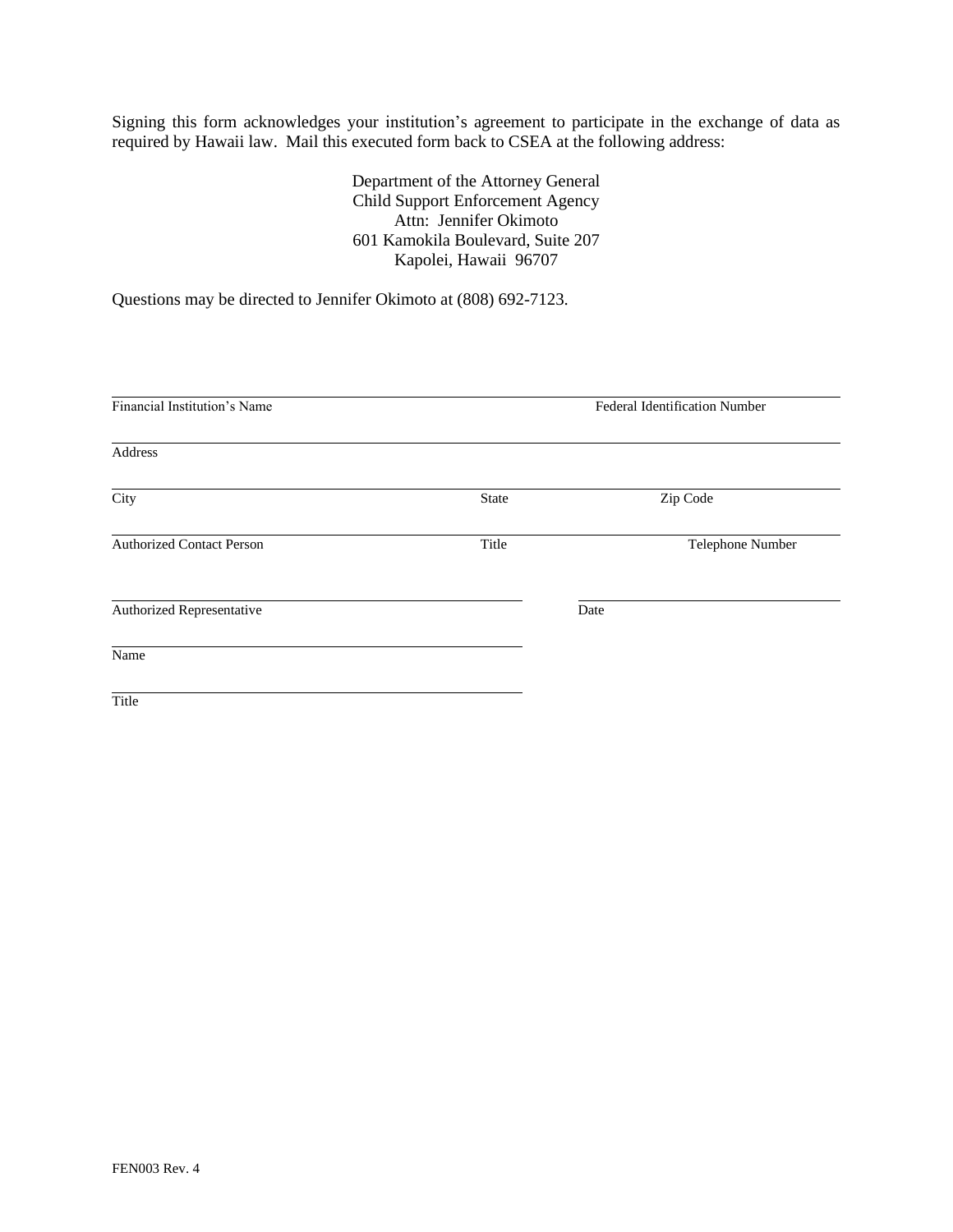Signing this form acknowledges your institution's agreement to participate in the exchange of data as required by Hawaii law. Mail this executed form back to CSEA at the following address:

Department of the Attorney General
Child Support Enforcement Agency
Attn: Jennifer Okimoto
601 Kamokila Boulevard, Suite 207
Kapolei, Hawaii 96707

Questions may be directed to Jennifer Okimoto at (808) 692-7123.

______________________________________________________________________
Financial Institution's Name                                        Federal Identification Number

______________________________________________________________________
Address

______________________________________________________________________
City                                        State                                        Zip Code

______________________________________________________________________
Authorized Contact Person                                        Title                                        Telephone Number

____________________________________                    ____________________
Authorized Representative                                        Date

____________________________________
Name

____________________________________
Title

FEN003 Rev. 4